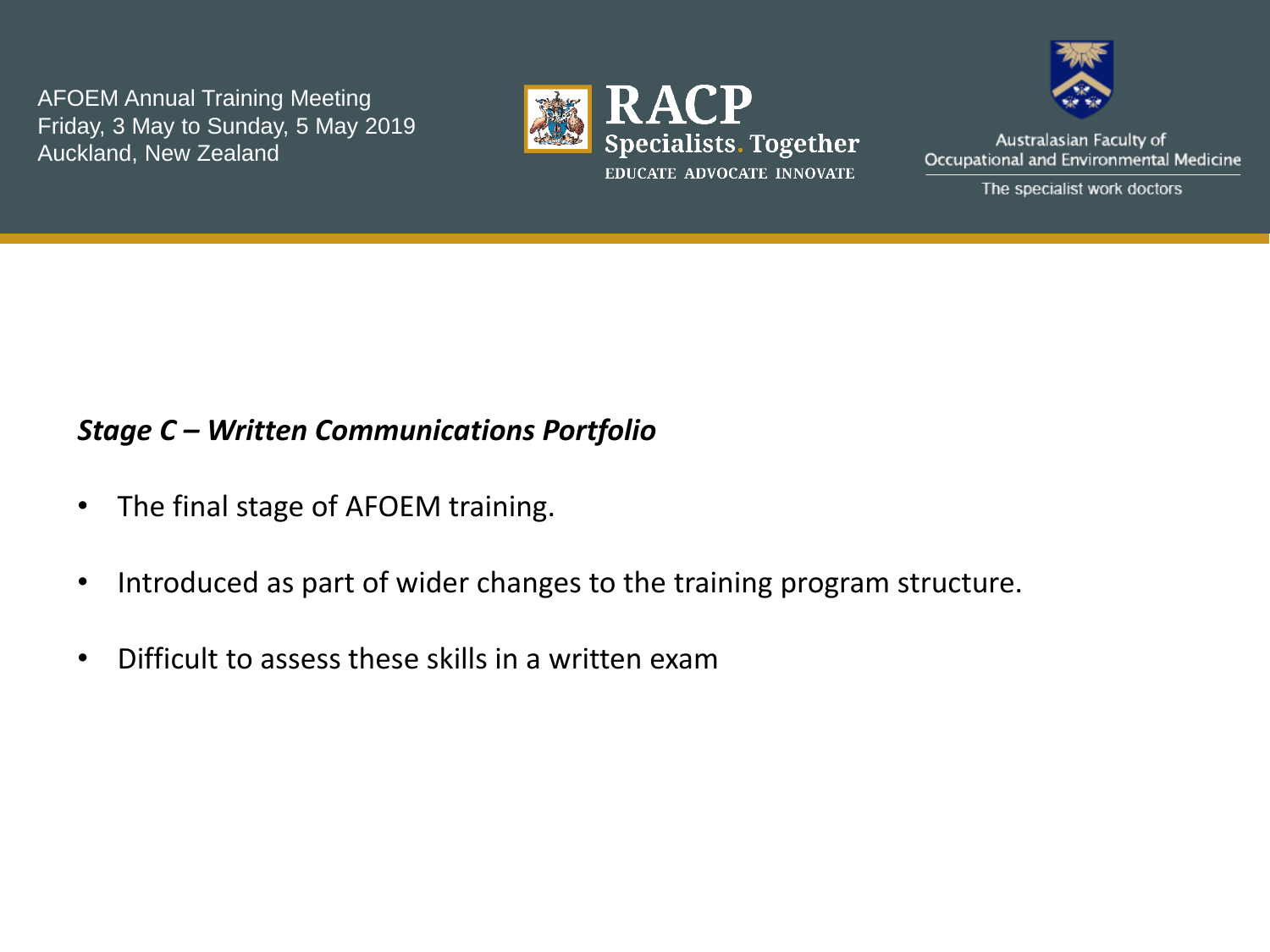AFOEM Annual Training Meeting
Friday, 3 May to Sunday, 5 May 2019
Auckland, New Zealand

RACP
Specialists. Together
EDUCATE ADVOCATE INNOVATE

Australasian Faculty of Occupational and Environmental Medicine
The specialist work doctors

***Stage C – Written Communications Portfolio***

- The final stage of AFOEM training.
- Introduced as part of wider changes to the training program structure.
- Difficult to assess these skills in a written exam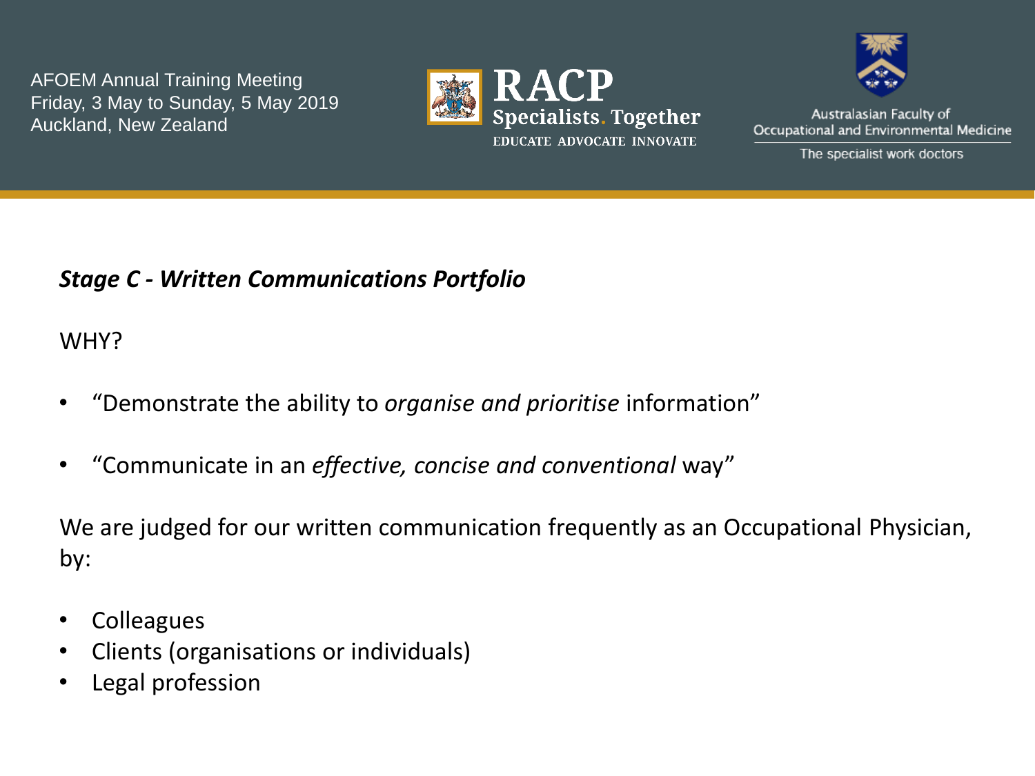***Stage C - Written Communications Portfolio***

WHY?

- "Demonstrate the ability to *organise and prioritise* information"
- "Communicate in an *effective, concise and conventional* way"

We are judged for our written communication frequently as an Occupational Physician, by:

- Colleagues
- Clients (organisations or individuals)
- Legal profession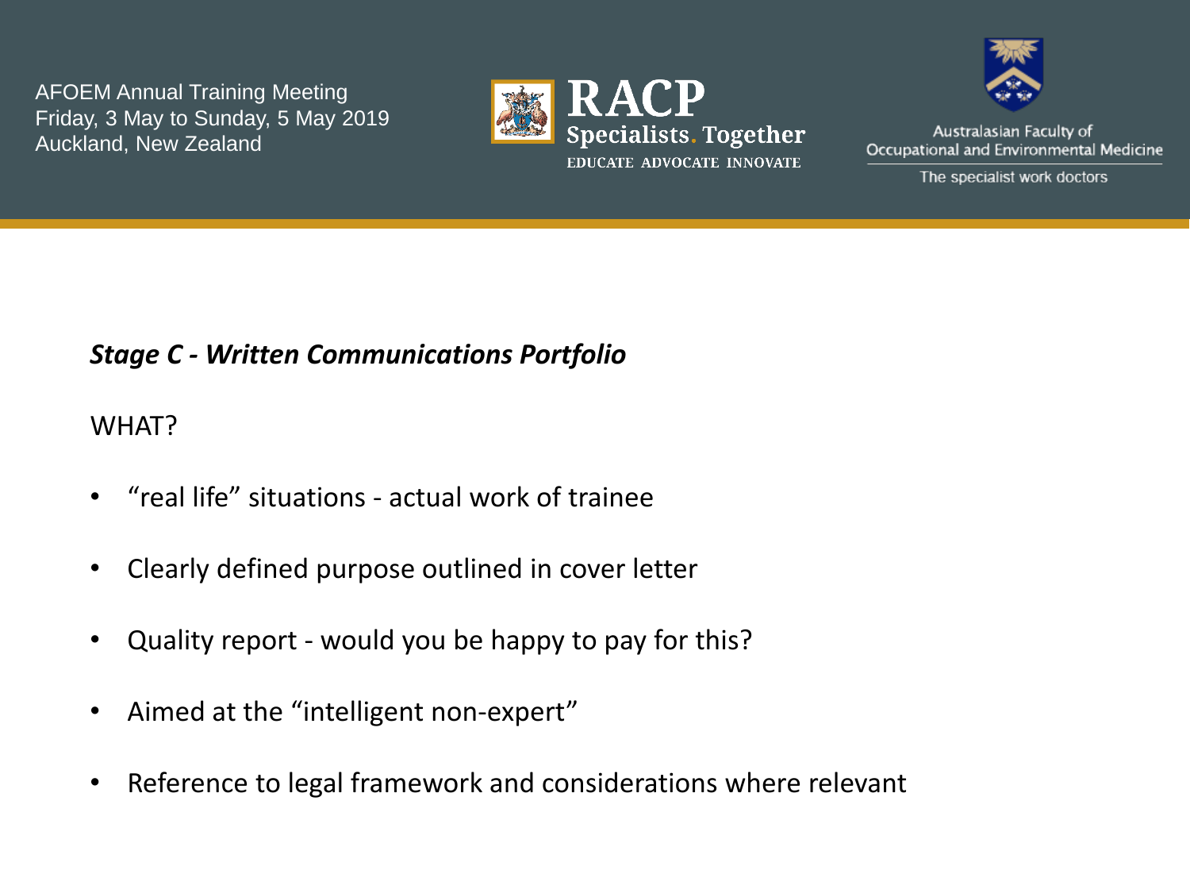***Stage C - Written Communications Portfolio***

WHAT?

- “real life” situations - actual work of trainee
- Clearly defined purpose outlined in cover letter
- Quality report - would you be happy to pay for this?
- Aimed at the “intelligent non-expert”
- Reference to legal framework and considerations where relevant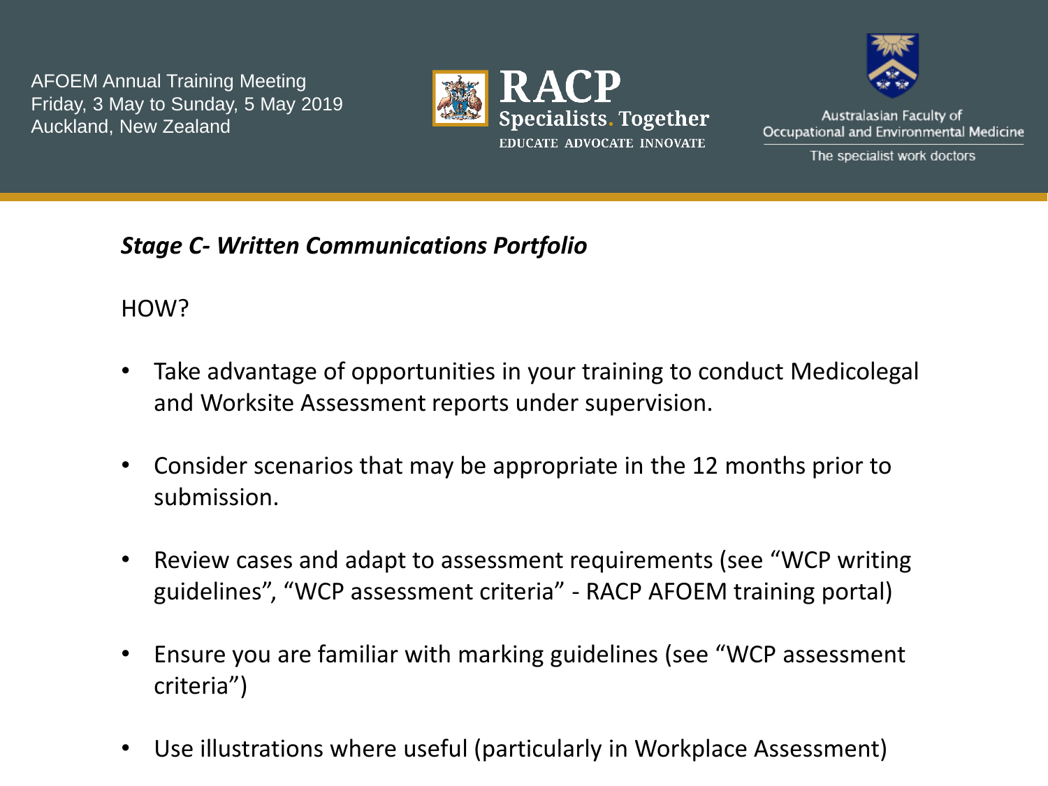***Stage C- Written Communications Portfolio***

HOW?

- Take advantage of opportunities in your training to conduct Medicolegal and Worksite Assessment reports under supervision.
- Consider scenarios that may be appropriate in the 12 months prior to submission.
- Review cases and adapt to assessment requirements (see "WCP writing guidelines", "WCP assessment criteria" - RACP AFOEM training portal)
- Ensure you are familiar with marking guidelines (see "WCP assessment criteria")
- Use illustrations where useful (particularly in Workplace Assessment)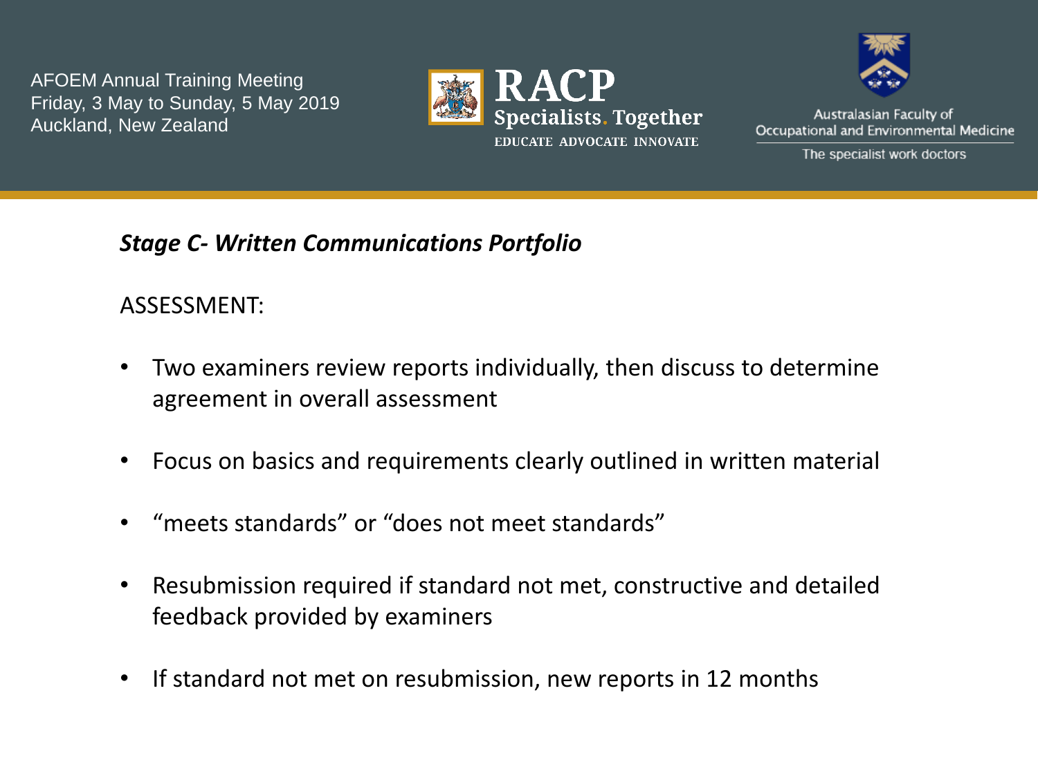***Stage C- Written Communications Portfolio***

ASSESSMENT:

- Two examiners review reports individually, then discuss to determine agreement in overall assessment
- Focus on basics and requirements clearly outlined in written material
- “meets standards” or “does not meet standards”
- Resubmission required if standard not met, constructive and detailed feedback provided by examiners
- If standard not met on resubmission, new reports in 12 months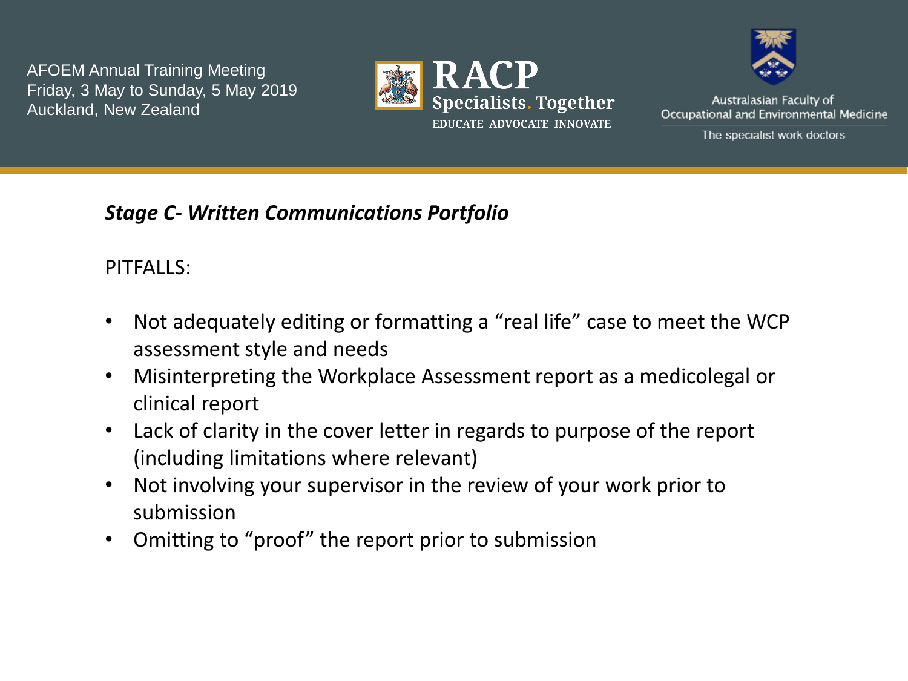### *Stage C- Written Communications Portfolio*

PITFALLS:

- Not adequately editing or formatting a "real life" case to meet the WCP assessment style and needs
- Misinterpreting the Workplace Assessment report as a medicolegal or clinical report
- Lack of clarity in the cover letter in regards to purpose of the report (including limitations where relevant)
- Not involving your supervisor in the review of your work prior to submission
- Omitting to "proof" the report prior to submission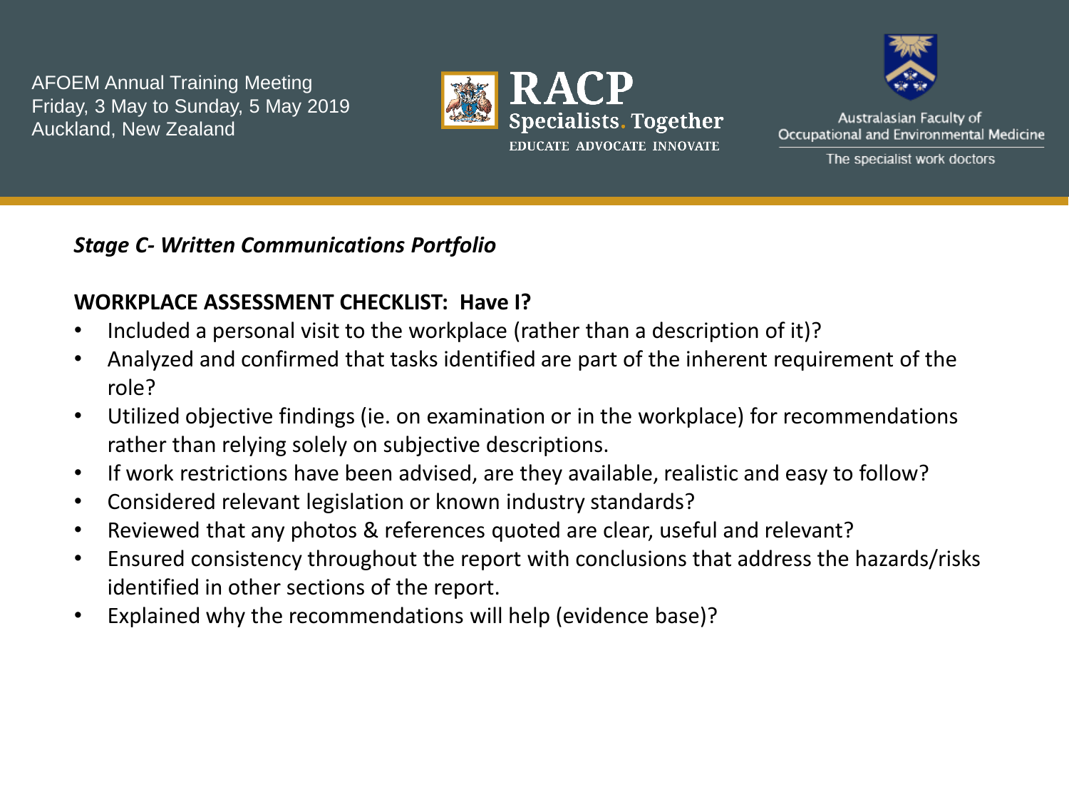### *Stage C- Written Communications Portfolio*

**WORKPLACE ASSESSMENT CHECKLIST: Have I?**

- Included a personal visit to the workplace (rather than a description of it)?
- Analyzed and confirmed that tasks identified are part of the inherent requirement of the role?
- Utilized objective findings (ie. on examination or in the workplace) for recommendations rather than relying solely on subjective descriptions.
- If work restrictions have been advised, are they available, realistic and easy to follow?
- Considered relevant legislation or known industry standards?
- Reviewed that any photos & references quoted are clear, useful and relevant?
- Ensured consistency throughout the report with conclusions that address the hazards/risks identified in other sections of the report.
- Explained why the recommendations will help (evidence base)?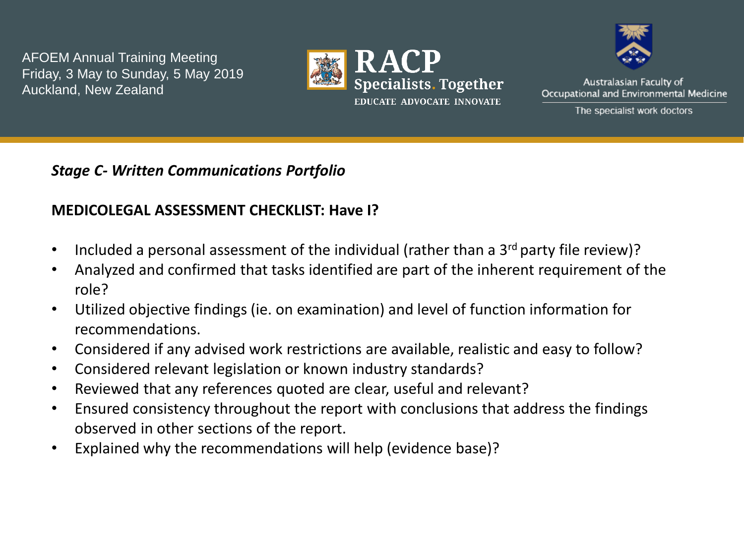*Stage C- Written Communications Portfolio*

**MEDICOLEGAL ASSESSMENT CHECKLIST: Have I?**

- Included a personal assessment of the individual (rather than a 3rd party file review)?
- Analyzed and confirmed that tasks identified are part of the inherent requirement of the role?
- Utilized objective findings (ie. on examination) and level of function information for recommendations.
- Considered if any advised work restrictions are available, realistic and easy to follow?
- Considered relevant legislation or known industry standards?
- Reviewed that any references quoted are clear, useful and relevant?
- Ensured consistency throughout the report with conclusions that address the findings observed in other sections of the report.
- Explained why the recommendations will help (evidence base)?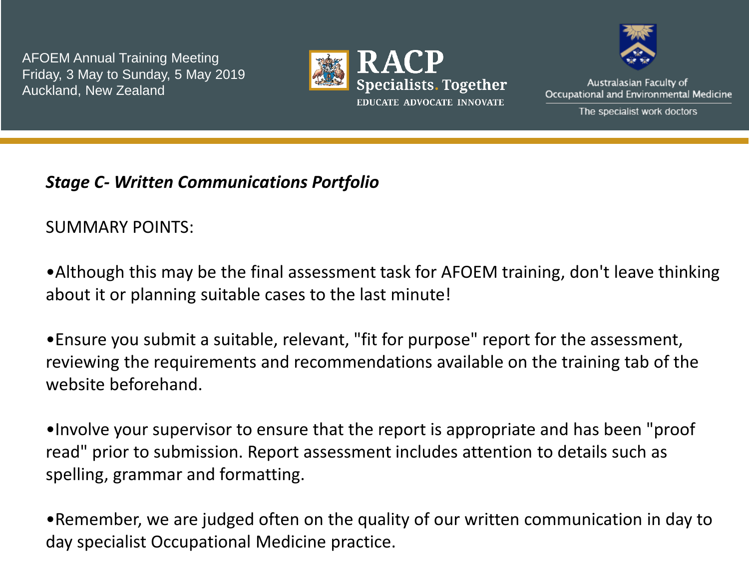AFOEM Annual Training Meeting
Friday, 3 May to Sunday, 5 May 2019
Auckland, New Zealand

RACP Specialists. Together
EDUCATE ADVOCATE INNOVATE

Australasian Faculty of Occupational and Environmental Medicine
The specialist work doctors

***Stage C- Written Communications Portfolio***

SUMMARY POINTS:

- Although this may be the final assessment task for AFOEM training, don't leave thinking about it or planning suitable cases to the last minute!

- Ensure you submit a suitable, relevant, "fit for purpose" report for the assessment, reviewing the requirements and recommendations available on the training tab of the website beforehand.

- Involve your supervisor to ensure that the report is appropriate and has been "proof read" prior to submission. Report assessment includes attention to details such as spelling, grammar and formatting.

- Remember, we are judged often on the quality of our written communication in day to day specialist Occupational Medicine practice.